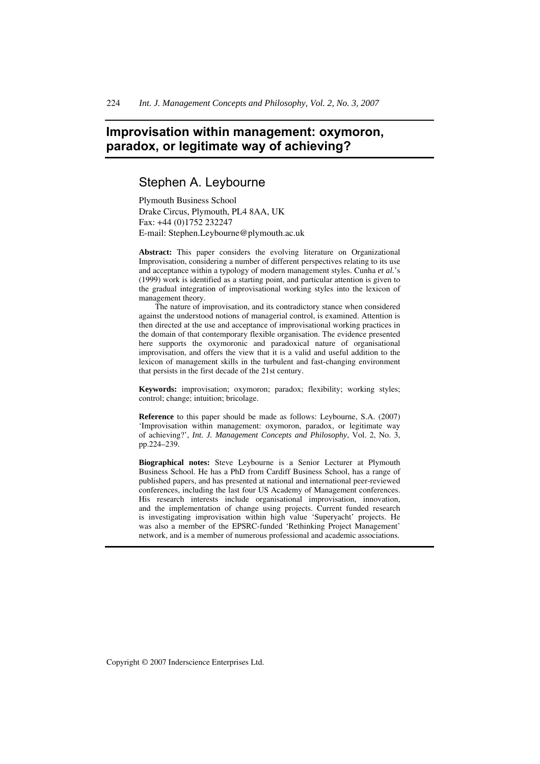# Improvisation within management: oxymoron, paradox, or legitimate way of achieving?

## Stephen A. Leybourne

Plymouth Business School
Drake Circus, Plymouth, PL4 8AA, UK
Fax: +44 (0)1752 232247
E-mail: Stephen.Leybourne@plymouth.ac.uk

**Abstract:** This paper considers the evolving literature on Organizational Improvisation, considering a number of different perspectives relating to its use and acceptance within a typology of modern management styles. Cunha *et al.*'s (1999) work is identified as a starting point, and particular attention is given to the gradual integration of improvisational working styles into the lexicon of management theory.

The nature of improvisation, and its contradictory stance when considered against the understood notions of managerial control, is examined. Attention is then directed at the use and acceptance of improvisational working practices in the domain of that contemporary flexible organisation. The evidence presented here supports the oxymoronic and paradoxical nature of organisational improvisation, and offers the view that it is a valid and useful addition to the lexicon of management skills in the turbulent and fast-changing environment that persists in the first decade of the 21st century.

**Keywords:** improvisation; oxymoron; paradox; flexibility; working styles; control; change; intuition; bricolage.

**Reference** to this paper should be made as follows: Leybourne, S.A. (2007) 'Improvisation within management: oxymoron, paradox, or legitimate way of achieving?', *Int. J. Management Concepts and Philosophy*, Vol. 2, No. 3, pp.224–239.

**Biographical notes:** Steve Leybourne is a Senior Lecturer at Plymouth Business School. He has a PhD from Cardiff Business School, has a range of published papers, and has presented at national and international peer-reviewed conferences, including the last four US Academy of Management conferences. His research interests include organisational improvisation, innovation, and the implementation of change using projects. Current funded research is investigating improvisation within high value 'Superyacht' projects. He was also a member of the EPSRC-funded 'Rethinking Project Management' network, and is a member of numerous professional and academic associations.

Copyright © 2007 Inderscience Enterprises Ltd.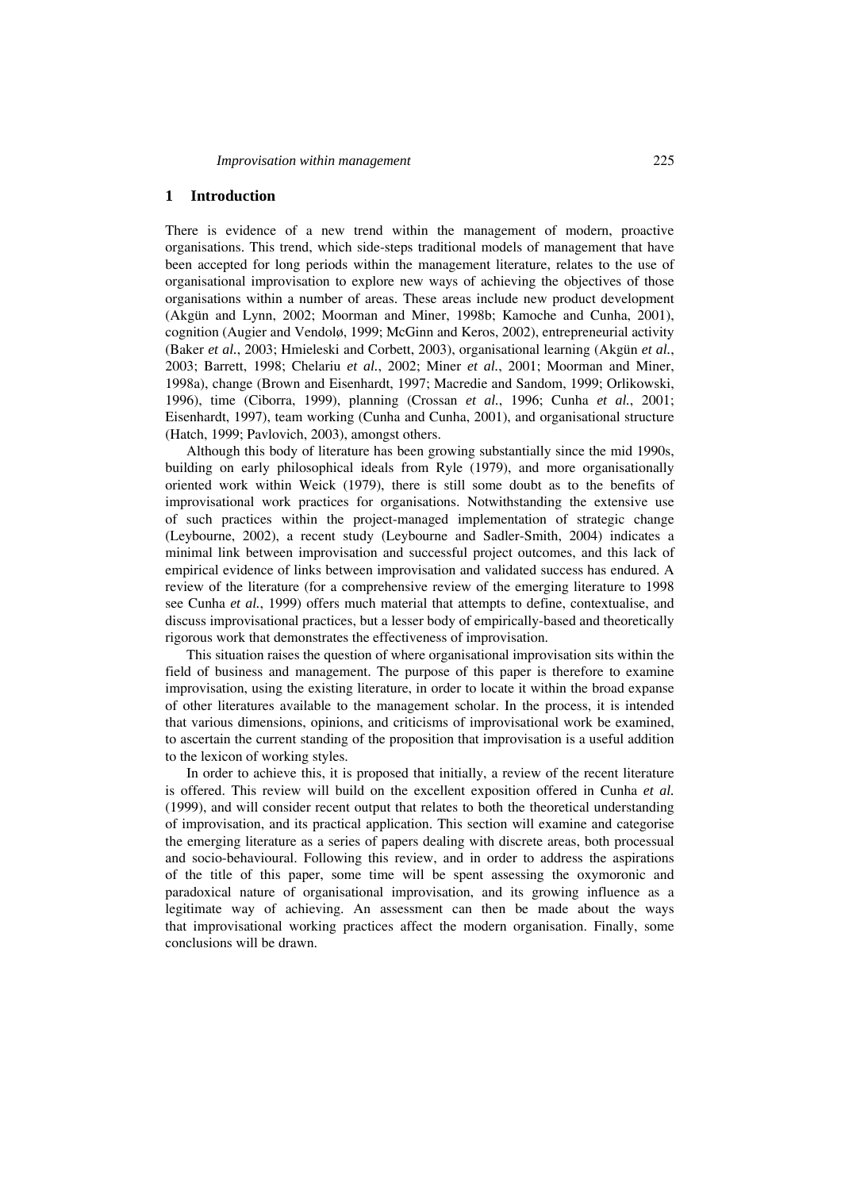## 1 Introduction

There is evidence of a new trend within the management of modern, proactive organisations. This trend, which side-steps traditional models of management that have been accepted for long periods within the management literature, relates to the use of organisational improvisation to explore new ways of achieving the objectives of those organisations within a number of areas. These areas include new product development (Akgün and Lynn, 2002; Moorman and Miner, 1998b; Kamoche and Cunha, 2001), cognition (Augier and Vendolø, 1999; McGinn and Keros, 2002), entrepreneurial activity (Baker *et al.*, 2003; Hmieleski and Corbett, 2003), organisational learning (Akgün *et al.*, 2003; Barrett, 1998; Chelariu *et al.*, 2002; Miner *et al.*, 2001; Moorman and Miner, 1998a), change (Brown and Eisenhardt, 1997; Macredie and Sandom, 1999; Orlikowski, 1996), time (Ciborra, 1999), planning (Crossan *et al.*, 1996; Cunha *et al.*, 2001; Eisenhardt, 1997), team working (Cunha and Cunha, 2001), and organisational structure (Hatch, 1999; Pavlovich, 2003), amongst others.

Although this body of literature has been growing substantially since the mid 1990s, building on early philosophical ideals from Ryle (1979), and more organisationally oriented work within Weick (1979), there is still some doubt as to the benefits of improvisational work practices for organisations. Notwithstanding the extensive use of such practices within the project-managed implementation of strategic change (Leybourne, 2002), a recent study (Leybourne and Sadler-Smith, 2004) indicates a minimal link between improvisation and successful project outcomes, and this lack of empirical evidence of links between improvisation and validated success has endured. A review of the literature (for a comprehensive review of the emerging literature to 1998 see Cunha *et al.*, 1999) offers much material that attempts to define, contextualise, and discuss improvisational practices, but a lesser body of empirically-based and theoretically rigorous work that demonstrates the effectiveness of improvisation.

This situation raises the question of where organisational improvisation sits within the field of business and management. The purpose of this paper is therefore to examine improvisation, using the existing literature, in order to locate it within the broad expanse of other literatures available to the management scholar. In the process, it is intended that various dimensions, opinions, and criticisms of improvisational work be examined, to ascertain the current standing of the proposition that improvisation is a useful addition to the lexicon of working styles.

In order to achieve this, it is proposed that initially, a review of the recent literature is offered. This review will build on the excellent exposition offered in Cunha *et al.* (1999), and will consider recent output that relates to both the theoretical understanding of improvisation, and its practical application. This section will examine and categorise the emerging literature as a series of papers dealing with discrete areas, both processual and socio-behavioural. Following this review, and in order to address the aspirations of the title of this paper, some time will be spent assessing the oxymoronic and paradoxical nature of organisational improvisation, and its growing influence as a legitimate way of achieving. An assessment can then be made about the ways that improvisational working practices affect the modern organisation. Finally, some conclusions will be drawn.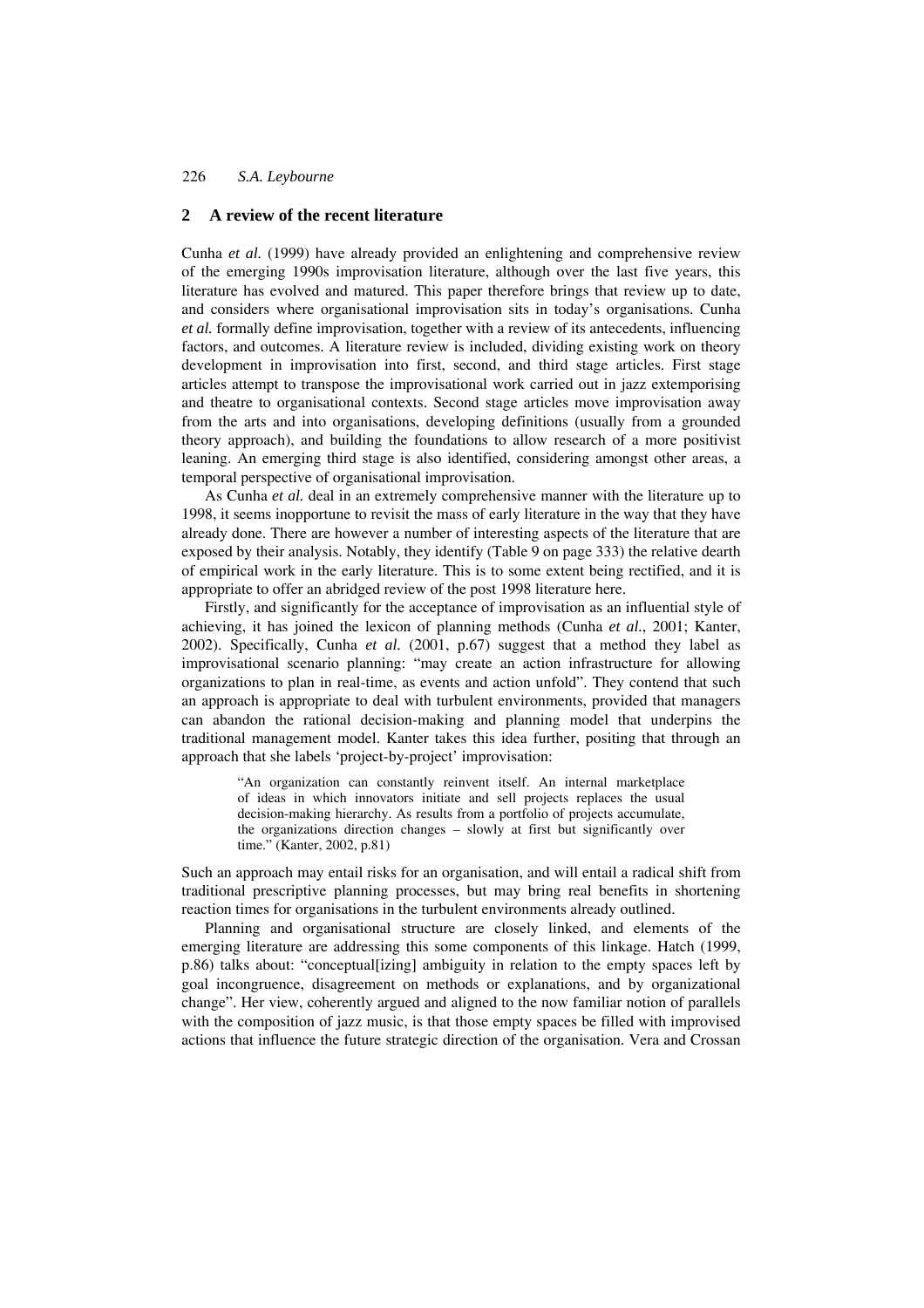## 2 A review of the recent literature

Cunha *et al.* (1999) have already provided an enlightening and comprehensive review of the emerging 1990s improvisation literature, although over the last five years, this literature has evolved and matured. This paper therefore brings that review up to date, and considers where organisational improvisation sits in today's organisations. Cunha *et al.* formally define improvisation, together with a review of its antecedents, influencing factors, and outcomes. A literature review is included, dividing existing work on theory development in improvisation into first, second, and third stage articles. First stage articles attempt to transpose the improvisational work carried out in jazz extemporising and theatre to organisational contexts. Second stage articles move improvisation away from the arts and into organisations, developing definitions (usually from a grounded theory approach), and building the foundations to allow research of a more positivist leaning. An emerging third stage is also identified, considering amongst other areas, a temporal perspective of organisational improvisation.

As Cunha *et al.* deal in an extremely comprehensive manner with the literature up to 1998, it seems inopportune to revisit the mass of early literature in the way that they have already done. There are however a number of interesting aspects of the literature that are exposed by their analysis. Notably, they identify (Table 9 on page 333) the relative dearth of empirical work in the early literature. This is to some extent being rectified, and it is appropriate to offer an abridged review of the post 1998 literature here.

Firstly, and significantly for the acceptance of improvisation as an influential style of achieving, it has joined the lexicon of planning methods (Cunha *et al.*, 2001; Kanter, 2002). Specifically, Cunha *et al.* (2001, p.67) suggest that a method they label as improvisational scenario planning: "may create an action infrastructure for allowing organizations to plan in real-time, as events and action unfold". They contend that such an approach is appropriate to deal with turbulent environments, provided that managers can abandon the rational decision-making and planning model that underpins the traditional management model. Kanter takes this idea further, positing that through an approach that she labels 'project-by-project' improvisation:

> "An organization can constantly reinvent itself. An internal marketplace of ideas in which innovators initiate and sell projects replaces the usual decision-making hierarchy. As results from a portfolio of projects accumulate, the organizations direction changes – slowly at first but significantly over time." (Kanter, 2002, p.81)

Such an approach may entail risks for an organisation, and will entail a radical shift from traditional prescriptive planning processes, but may bring real benefits in shortening reaction times for organisations in the turbulent environments already outlined.

Planning and organisational structure are closely linked, and elements of the emerging literature are addressing this some components of this linkage. Hatch (1999, p.86) talks about: "conceptual[izing] ambiguity in relation to the empty spaces left by goal incongruence, disagreement on methods or explanations, and by organizational change". Her view, coherently argued and aligned to the now familiar notion of parallels with the composition of jazz music, is that those empty spaces be filled with improvised actions that influence the future strategic direction of the organisation. Vera and Crossan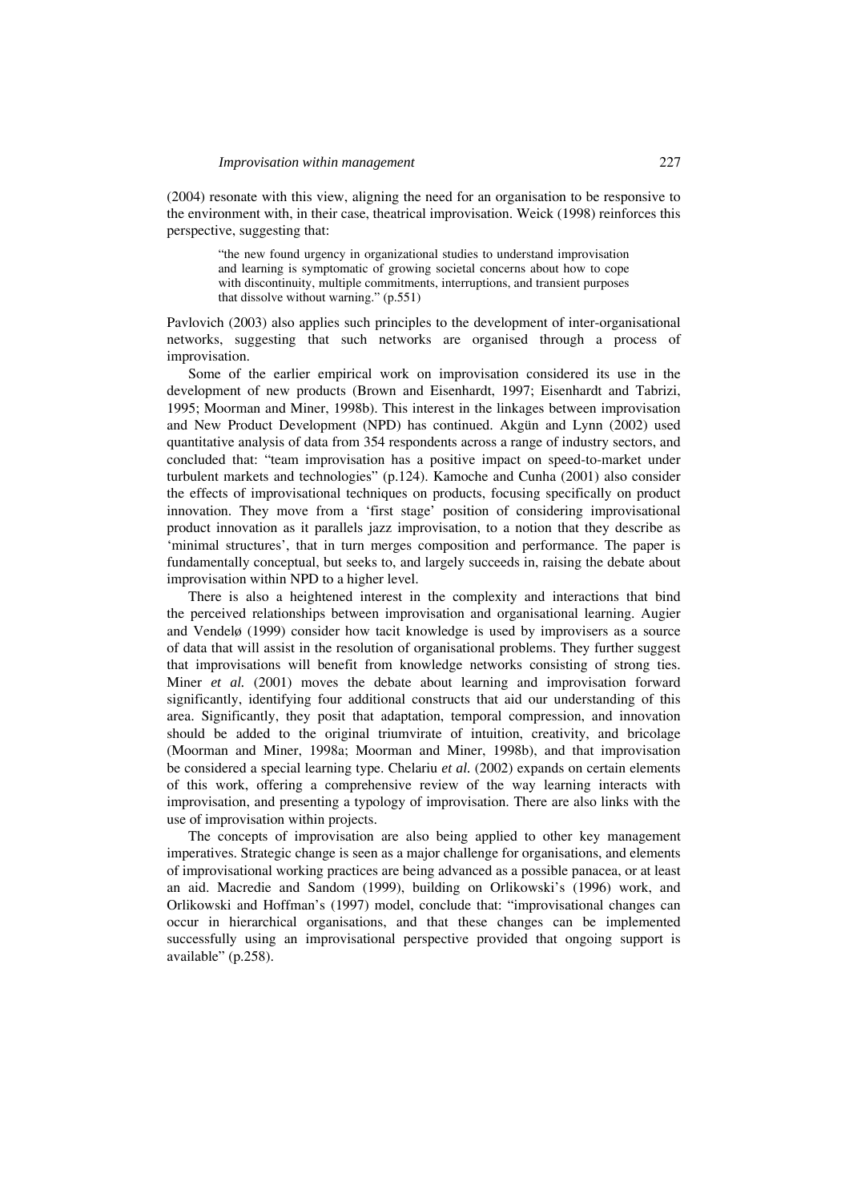(2004) resonate with this view, aligning the need for an organisation to be responsive to the environment with, in their case, theatrical improvisation. Weick (1998) reinforces this perspective, suggesting that:

> "the new found urgency in organizational studies to understand improvisation and learning is symptomatic of growing societal concerns about how to cope with discontinuity, multiple commitments, interruptions, and transient purposes that dissolve without warning." (p.551)

Pavlovich (2003) also applies such principles to the development of inter-organisational networks, suggesting that such networks are organised through a process of improvisation.

Some of the earlier empirical work on improvisation considered its use in the development of new products (Brown and Eisenhardt, 1997; Eisenhardt and Tabrizi, 1995; Moorman and Miner, 1998b). This interest in the linkages between improvisation and New Product Development (NPD) has continued. Akgün and Lynn (2002) used quantitative analysis of data from 354 respondents across a range of industry sectors, and concluded that: "team improvisation has a positive impact on speed-to-market under turbulent markets and technologies" (p.124). Kamoche and Cunha (2001) also consider the effects of improvisational techniques on products, focusing specifically on product innovation. They move from a 'first stage' position of considering improvisational product innovation as it parallels jazz improvisation, to a notion that they describe as 'minimal structures', that in turn merges composition and performance. The paper is fundamentally conceptual, but seeks to, and largely succeeds in, raising the debate about improvisation within NPD to a higher level.

There is also a heightened interest in the complexity and interactions that bind the perceived relationships between improvisation and organisational learning. Augier and Vendelø (1999) consider how tacit knowledge is used by improvisers as a source of data that will assist in the resolution of organisational problems. They further suggest that improvisations will benefit from knowledge networks consisting of strong ties. Miner *et al.* (2001) moves the debate about learning and improvisation forward significantly, identifying four additional constructs that aid our understanding of this area. Significantly, they posit that adaptation, temporal compression, and innovation should be added to the original triumvirate of intuition, creativity, and bricolage (Moorman and Miner, 1998a; Moorman and Miner, 1998b), and that improvisation be considered a special learning type. Chelariu *et al.* (2002) expands on certain elements of this work, offering a comprehensive review of the way learning interacts with improvisation, and presenting a typology of improvisation. There are also links with the use of improvisation within projects.

The concepts of improvisation are also being applied to other key management imperatives. Strategic change is seen as a major challenge for organisations, and elements of improvisational working practices are being advanced as a possible panacea, or at least an aid. Macredie and Sandom (1999), building on Orlikowski's (1996) work, and Orlikowski and Hoffman's (1997) model, conclude that: "improvisational changes can occur in hierarchical organisations, and that these changes can be implemented successfully using an improvisational perspective provided that ongoing support is available" (p.258).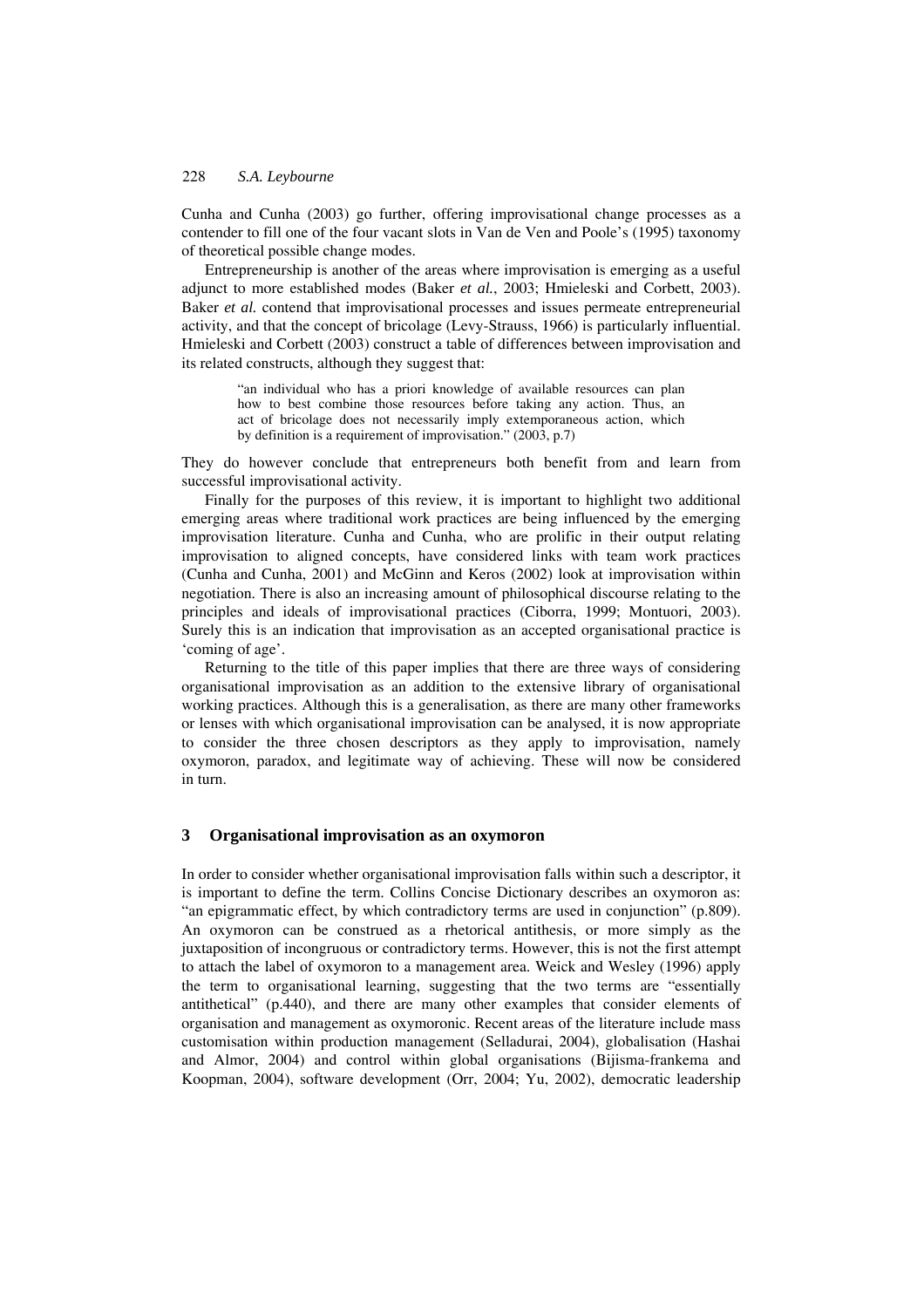Cunha and Cunha (2003) go further, offering improvisational change processes as a contender to fill one of the four vacant slots in Van de Ven and Poole's (1995) taxonomy of theoretical possible change modes.

Entrepreneurship is another of the areas where improvisation is emerging as a useful adjunct to more established modes (Baker *et al.*, 2003; Hmieleski and Corbett, 2003). Baker *et al.* contend that improvisational processes and issues permeate entrepreneurial activity, and that the concept of bricolage (Levy-Strauss, 1966) is particularly influential. Hmieleski and Corbett (2003) construct a table of differences between improvisation and its related constructs, although they suggest that:

> "an individual who has a priori knowledge of available resources can plan how to best combine those resources before taking any action. Thus, an act of bricolage does not necessarily imply extemporaneous action, which by definition is a requirement of improvisation." (2003, p.7)

They do however conclude that entrepreneurs both benefit from and learn from successful improvisational activity.

Finally for the purposes of this review, it is important to highlight two additional emerging areas where traditional work practices are being influenced by the emerging improvisation literature. Cunha and Cunha, who are prolific in their output relating improvisation to aligned concepts, have considered links with team work practices (Cunha and Cunha, 2001) and McGinn and Keros (2002) look at improvisation within negotiation. There is also an increasing amount of philosophical discourse relating to the principles and ideals of improvisational practices (Ciborra, 1999; Montuori, 2003). Surely this is an indication that improvisation as an accepted organisational practice is 'coming of age'.

Returning to the title of this paper implies that there are three ways of considering organisational improvisation as an addition to the extensive library of organisational working practices. Although this is a generalisation, as there are many other frameworks or lenses with which organisational improvisation can be analysed, it is now appropriate to consider the three chosen descriptors as they apply to improvisation, namely oxymoron, paradox, and legitimate way of achieving. These will now be considered in turn.

## 3 Organisational improvisation as an oxymoron

In order to consider whether organisational improvisation falls within such a descriptor, it is important to define the term. Collins Concise Dictionary describes an oxymoron as: "an epigrammatic effect, by which contradictory terms are used in conjunction" (p.809). An oxymoron can be construed as a rhetorical antithesis, or more simply as the juxtaposition of incongruous or contradictory terms. However, this is not the first attempt to attach the label of oxymoron to a management area. Weick and Wesley (1996) apply the term to organisational learning, suggesting that the two terms are "essentially antithetical" (p.440), and there are many other examples that consider elements of organisation and management as oxymoronic. Recent areas of the literature include mass customisation within production management (Selladurai, 2004), globalisation (Hashai and Almor, 2004) and control within global organisations (Bijisma-frankema and Koopman, 2004), software development (Orr, 2004; Yu, 2002), democratic leadership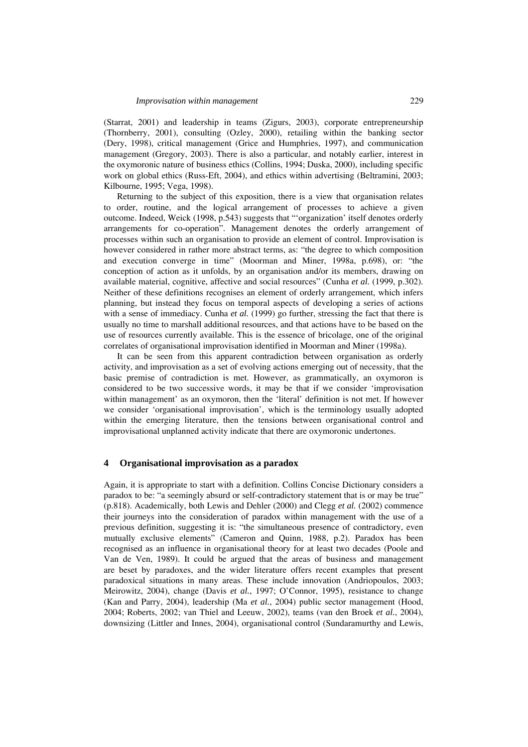(Starrat, 2001) and leadership in teams (Zigurs, 2003), corporate entrepreneurship (Thornberry, 2001), consulting (Ozley, 2000), retailing within the banking sector (Dery, 1998), critical management (Grice and Humphries, 1997), and communication management (Gregory, 2003). There is also a particular, and notably earlier, interest in the oxymoronic nature of business ethics (Collins, 1994; Duska, 2000), including specific work on global ethics (Russ-Eft, 2004), and ethics within advertising (Beltramini, 2003; Kilbourne, 1995; Vega, 1998).

Returning to the subject of this exposition, there is a view that organisation relates to order, routine, and the logical arrangement of processes to achieve a given outcome. Indeed, Weick (1998, p.543) suggests that "'organization' itself denotes orderly arrangements for co-operation". Management denotes the orderly arrangement of processes within such an organisation to provide an element of control. Improvisation is however considered in rather more abstract terms, as: "the degree to which composition and execution converge in time" (Moorman and Miner, 1998a, p.698), or: "the conception of action as it unfolds, by an organisation and/or its members, drawing on available material, cognitive, affective and social resources" (Cunha *et al.* (1999, p.302). Neither of these definitions recognises an element of orderly arrangement, which infers planning, but instead they focus on temporal aspects of developing a series of actions with a sense of immediacy. Cunha *et al.* (1999) go further, stressing the fact that there is usually no time to marshall additional resources, and that actions have to be based on the use of resources currently available. This is the essence of bricolage, one of the original correlates of organisational improvisation identified in Moorman and Miner (1998a).

It can be seen from this apparent contradiction between organisation as orderly activity, and improvisation as a set of evolving actions emerging out of necessity, that the basic premise of contradiction is met. However, as grammatically, an oxymoron is considered to be two successive words, it may be that if we consider 'improvisation within management' as an oxymoron, then the 'literal' definition is not met. If however we consider 'organisational improvisation', which is the terminology usually adopted within the emerging literature, then the tensions between organisational control and improvisational unplanned activity indicate that there are oxymoronic undertones.

## 4 Organisational improvisation as a paradox

Again, it is appropriate to start with a definition. Collins Concise Dictionary considers a paradox to be: "a seemingly absurd or self-contradictory statement that is or may be true" (p.818). Academically, both Lewis and Dehler (2000) and Clegg *et al.* (2002) commence their journeys into the consideration of paradox within management with the use of a previous definition, suggesting it is: "the simultaneous presence of contradictory, even mutually exclusive elements" (Cameron and Quinn, 1988, p.2). Paradox has been recognised as an influence in organisational theory for at least two decades (Poole and Van de Ven, 1989). It could be argued that the areas of business and management are beset by paradoxes, and the wider literature offers recent examples that present paradoxical situations in many areas. These include innovation (Andriopoulos, 2003; Meirowitz, 2004), change (Davis *et al.*, 1997; O'Connor, 1995), resistance to change (Kan and Parry, 2004), leadership (Ma *et al.*, 2004) public sector management (Hood, 2004; Roberts, 2002; van Thiel and Leeuw, 2002), teams (van den Broek *et al.*, 2004), downsizing (Littler and Innes, 2004), organisational control (Sundaramurthy and Lewis,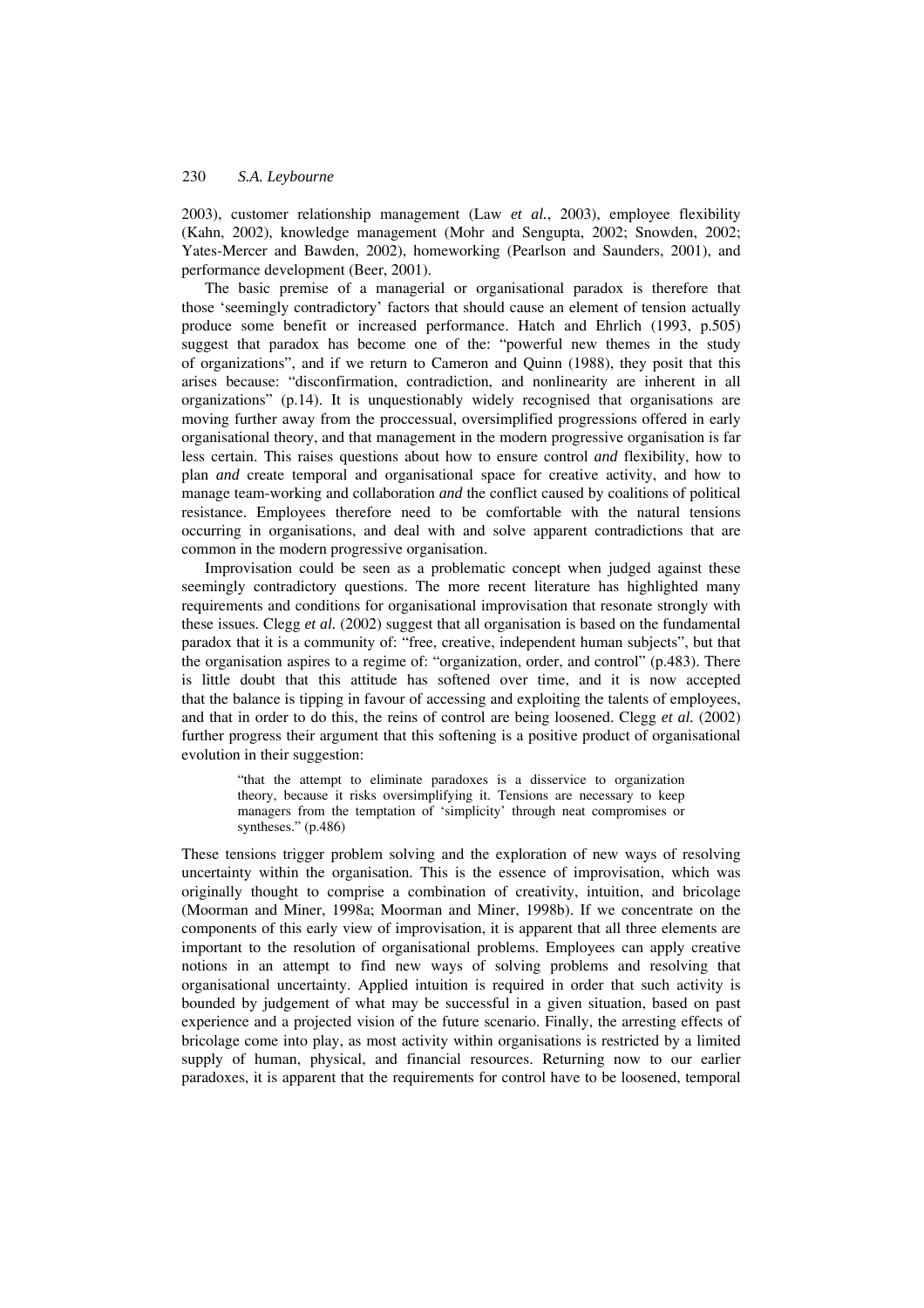2003), customer relationship management (Law *et al.*, 2003), employee flexibility (Kahn, 2002), knowledge management (Mohr and Sengupta, 2002; Snowden, 2002; Yates-Mercer and Bawden, 2002), homeworking (Pearlson and Saunders, 2001), and performance development (Beer, 2001).

The basic premise of a managerial or organisational paradox is therefore that those 'seemingly contradictory' factors that should cause an element of tension actually produce some benefit or increased performance. Hatch and Ehrlich (1993, p.505) suggest that paradox has become one of the: "powerful new themes in the study of organizations", and if we return to Cameron and Quinn (1988), they posit that this arises because: "disconfirmation, contradiction, and nonlinearity are inherent in all organizations" (p.14). It is unquestionably widely recognised that organisations are moving further away from the proccessual, oversimplified progressions offered in early organisational theory, and that management in the modern progressive organisation is far less certain. This raises questions about how to ensure control *and* flexibility, how to plan *and* create temporal and organisational space for creative activity, and how to manage team-working and collaboration *and* the conflict caused by coalitions of political resistance. Employees therefore need to be comfortable with the natural tensions occurring in organisations, and deal with and solve apparent contradictions that are common in the modern progressive organisation.

Improvisation could be seen as a problematic concept when judged against these seemingly contradictory questions. The more recent literature has highlighted many requirements and conditions for organisational improvisation that resonate strongly with these issues. Clegg *et al.* (2002) suggest that all organisation is based on the fundamental paradox that it is a community of: "free, creative, independent human subjects", but that the organisation aspires to a regime of: "organization, order, and control" (p.483). There is little doubt that this attitude has softened over time, and it is now accepted that the balance is tipping in favour of accessing and exploiting the talents of employees, and that in order to do this, the reins of control are being loosened. Clegg *et al.* (2002) further progress their argument that this softening is a positive product of organisational evolution in their suggestion:

> "that the attempt to eliminate paradoxes is a disservice to organization theory, because it risks oversimplifying it. Tensions are necessary to keep managers from the temptation of 'simplicity' through neat compromises or syntheses." (p.486)

These tensions trigger problem solving and the exploration of new ways of resolving uncertainty within the organisation. This is the essence of improvisation, which was originally thought to comprise a combination of creativity, intuition, and bricolage (Moorman and Miner, 1998a; Moorman and Miner, 1998b). If we concentrate on the components of this early view of improvisation, it is apparent that all three elements are important to the resolution of organisational problems. Employees can apply creative notions in an attempt to find new ways of solving problems and resolving that organisational uncertainty. Applied intuition is required in order that such activity is bounded by judgement of what may be successful in a given situation, based on past experience and a projected vision of the future scenario. Finally, the arresting effects of bricolage come into play, as most activity within organisations is restricted by a limited supply of human, physical, and financial resources. Returning now to our earlier paradoxes, it is apparent that the requirements for control have to be loosened, temporal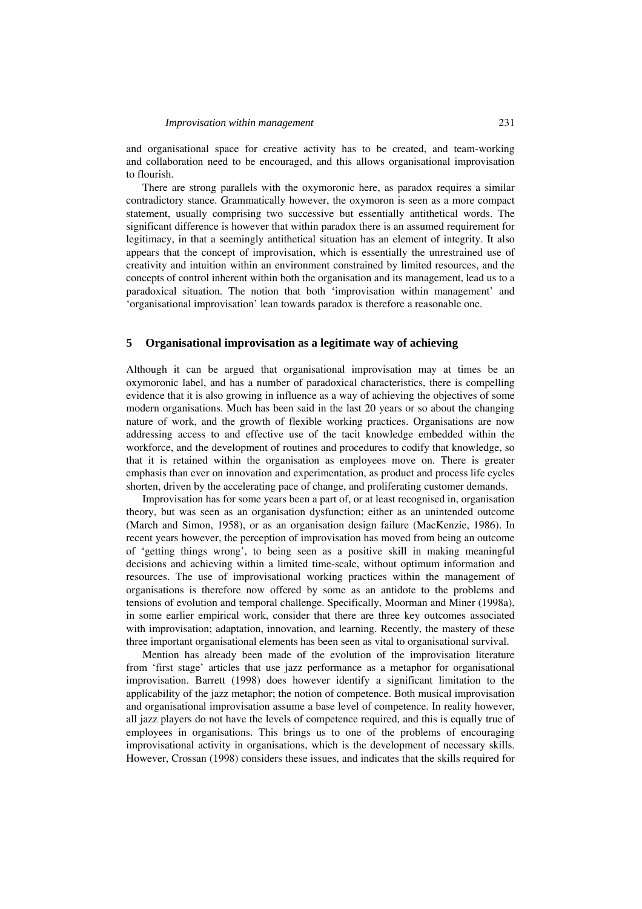and organisational space for creative activity has to be created, and team-working and collaboration need to be encouraged, and this allows organisational improvisation to flourish.

There are strong parallels with the oxymoronic here, as paradox requires a similar contradictory stance. Grammatically however, the oxymoron is seen as a more compact statement, usually comprising two successive but essentially antithetical words. The significant difference is however that within paradox there is an assumed requirement for legitimacy, in that a seemingly antithetical situation has an element of integrity. It also appears that the concept of improvisation, which is essentially the unrestrained use of creativity and intuition within an environment constrained by limited resources, and the concepts of control inherent within both the organisation and its management, lead us to a paradoxical situation. The notion that both 'improvisation within management' and 'organisational improvisation' lean towards paradox is therefore a reasonable one.

## 5 Organisational improvisation as a legitimate way of achieving

Although it can be argued that organisational improvisation may at times be an oxymoronic label, and has a number of paradoxical characteristics, there is compelling evidence that it is also growing in influence as a way of achieving the objectives of some modern organisations. Much has been said in the last 20 years or so about the changing nature of work, and the growth of flexible working practices. Organisations are now addressing access to and effective use of the tacit knowledge embedded within the workforce, and the development of routines and procedures to codify that knowledge, so that it is retained within the organisation as employees move on. There is greater emphasis than ever on innovation and experimentation, as product and process life cycles shorten, driven by the accelerating pace of change, and proliferating customer demands.

Improvisation has for some years been a part of, or at least recognised in, organisation theory, but was seen as an organisation dysfunction; either as an unintended outcome (March and Simon, 1958), or as an organisation design failure (MacKenzie, 1986). In recent years however, the perception of improvisation has moved from being an outcome of 'getting things wrong', to being seen as a positive skill in making meaningful decisions and achieving within a limited time-scale, without optimum information and resources. The use of improvisational working practices within the management of organisations is therefore now offered by some as an antidote to the problems and tensions of evolution and temporal challenge. Specifically, Moorman and Miner (1998a), in some earlier empirical work, consider that there are three key outcomes associated with improvisation; adaptation, innovation, and learning. Recently, the mastery of these three important organisational elements has been seen as vital to organisational survival.

Mention has already been made of the evolution of the improvisation literature from 'first stage' articles that use jazz performance as a metaphor for organisational improvisation. Barrett (1998) does however identify a significant limitation to the applicability of the jazz metaphor; the notion of competence. Both musical improvisation and organisational improvisation assume a base level of competence. In reality however, all jazz players do not have the levels of competence required, and this is equally true of employees in organisations. This brings us to one of the problems of encouraging improvisational activity in organisations, which is the development of necessary skills. However, Crossan (1998) considers these issues, and indicates that the skills required for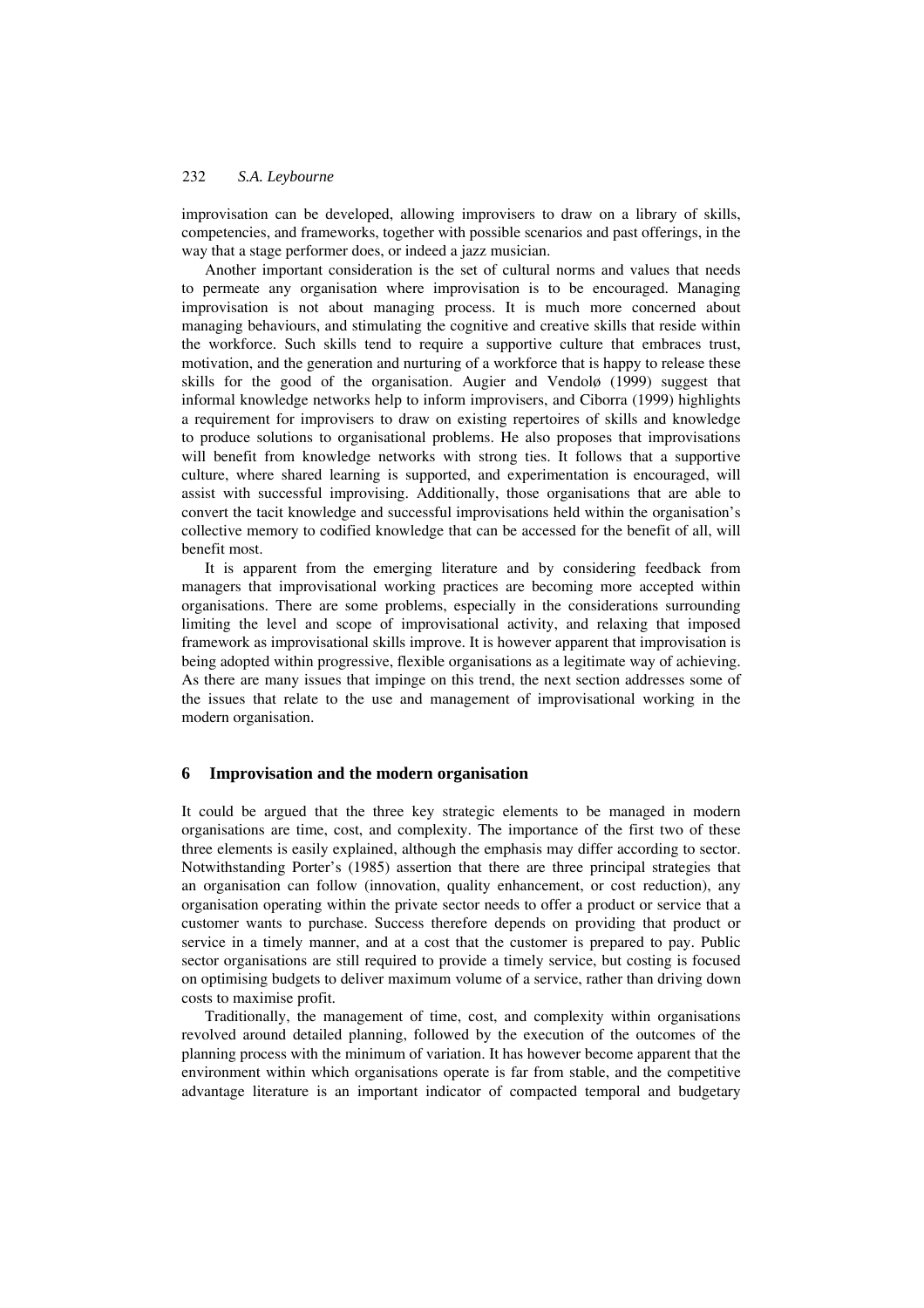improvisation can be developed, allowing improvisers to draw on a library of skills, competencies, and frameworks, together with possible scenarios and past offerings, in the way that a stage performer does, or indeed a jazz musician.

Another important consideration is the set of cultural norms and values that needs to permeate any organisation where improvisation is to be encouraged. Managing improvisation is not about managing process. It is much more concerned about managing behaviours, and stimulating the cognitive and creative skills that reside within the workforce. Such skills tend to require a supportive culture that embraces trust, motivation, and the generation and nurturing of a workforce that is happy to release these skills for the good of the organisation. Augier and Vendolø (1999) suggest that informal knowledge networks help to inform improvisers, and Ciborra (1999) highlights a requirement for improvisers to draw on existing repertoires of skills and knowledge to produce solutions to organisational problems. He also proposes that improvisations will benefit from knowledge networks with strong ties. It follows that a supportive culture, where shared learning is supported, and experimentation is encouraged, will assist with successful improvising. Additionally, those organisations that are able to convert the tacit knowledge and successful improvisations held within the organisation's collective memory to codified knowledge that can be accessed for the benefit of all, will benefit most.

It is apparent from the emerging literature and by considering feedback from managers that improvisational working practices are becoming more accepted within organisations. There are some problems, especially in the considerations surrounding limiting the level and scope of improvisational activity, and relaxing that imposed framework as improvisational skills improve. It is however apparent that improvisation is being adopted within progressive, flexible organisations as a legitimate way of achieving. As there are many issues that impinge on this trend, the next section addresses some of the issues that relate to the use and management of improvisational working in the modern organisation.

## 6 Improvisation and the modern organisation

It could be argued that the three key strategic elements to be managed in modern organisations are time, cost, and complexity. The importance of the first two of these three elements is easily explained, although the emphasis may differ according to sector. Notwithstanding Porter's (1985) assertion that there are three principal strategies that an organisation can follow (innovation, quality enhancement, or cost reduction), any organisation operating within the private sector needs to offer a product or service that a customer wants to purchase. Success therefore depends on providing that product or service in a timely manner, and at a cost that the customer is prepared to pay. Public sector organisations are still required to provide a timely service, but costing is focused on optimising budgets to deliver maximum volume of a service, rather than driving down costs to maximise profit.

Traditionally, the management of time, cost, and complexity within organisations revolved around detailed planning, followed by the execution of the outcomes of the planning process with the minimum of variation. It has however become apparent that the environment within which organisations operate is far from stable, and the competitive advantage literature is an important indicator of compacted temporal and budgetary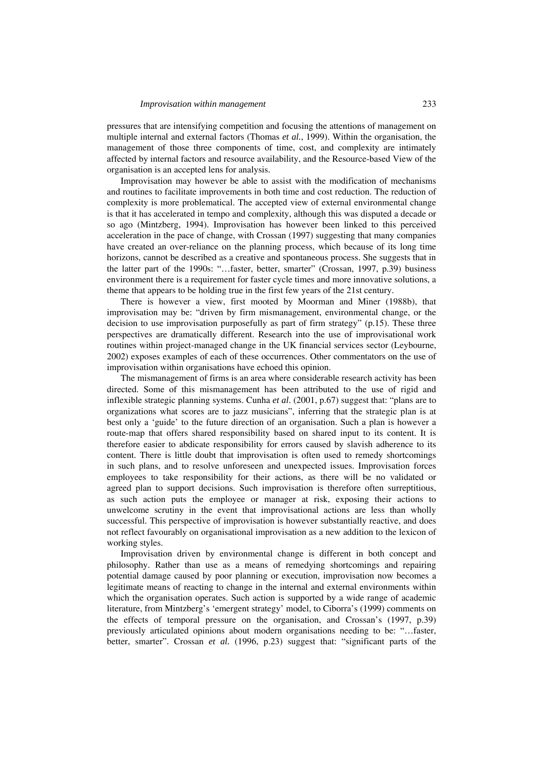pressures that are intensifying competition and focusing the attentions of management on multiple internal and external factors (Thomas *et al.*, 1999). Within the organisation, the management of those three components of time, cost, and complexity are intimately affected by internal factors and resource availability, and the Resource-based View of the organisation is an accepted lens for analysis.

Improvisation may however be able to assist with the modification of mechanisms and routines to facilitate improvements in both time and cost reduction. The reduction of complexity is more problematical. The accepted view of external environmental change is that it has accelerated in tempo and complexity, although this was disputed a decade or so ago (Mintzberg, 1994). Improvisation has however been linked to this perceived acceleration in the pace of change, with Crossan (1997) suggesting that many companies have created an over-reliance on the planning process, which because of its long time horizons, cannot be described as a creative and spontaneous process. She suggests that in the latter part of the 1990s: "…faster, better, smarter" (Crossan, 1997, p.39) business environment there is a requirement for faster cycle times and more innovative solutions, a theme that appears to be holding true in the first few years of the 21st century.

There is however a view, first mooted by Moorman and Miner (1988b), that improvisation may be: "driven by firm mismanagement, environmental change, or the decision to use improvisation purposefully as part of firm strategy" (p.15). These three perspectives are dramatically different. Research into the use of improvisational work routines within project-managed change in the UK financial services sector (Leybourne, 2002) exposes examples of each of these occurrences. Other commentators on the use of improvisation within organisations have echoed this opinion.

The mismanagement of firms is an area where considerable research activity has been directed. Some of this mismanagement has been attributed to the use of rigid and inflexible strategic planning systems. Cunha *et al.* (2001, p.67) suggest that: "plans are to organizations what scores are to jazz musicians", inferring that the strategic plan is at best only a 'guide' to the future direction of an organisation. Such a plan is however a route-map that offers shared responsibility based on shared input to its content. It is therefore easier to abdicate responsibility for errors caused by slavish adherence to its content. There is little doubt that improvisation is often used to remedy shortcomings in such plans, and to resolve unforeseen and unexpected issues. Improvisation forces employees to take responsibility for their actions, as there will be no validated or agreed plan to support decisions. Such improvisation is therefore often surreptitious, as such action puts the employee or manager at risk, exposing their actions to unwelcome scrutiny in the event that improvisational actions are less than wholly successful. This perspective of improvisation is however substantially reactive, and does not reflect favourably on organisational improvisation as a new addition to the lexicon of working styles.

Improvisation driven by environmental change is different in both concept and philosophy. Rather than use as a means of remedying shortcomings and repairing potential damage caused by poor planning or execution, improvisation now becomes a legitimate means of reacting to change in the internal and external environments within which the organisation operates. Such action is supported by a wide range of academic literature, from Mintzberg's 'emergent strategy' model, to Ciborra's (1999) comments on the effects of temporal pressure on the organisation, and Crossan's (1997, p.39) previously articulated opinions about modern organisations needing to be: "…faster, better, smarter". Crossan *et al.* (1996, p.23) suggest that: "significant parts of the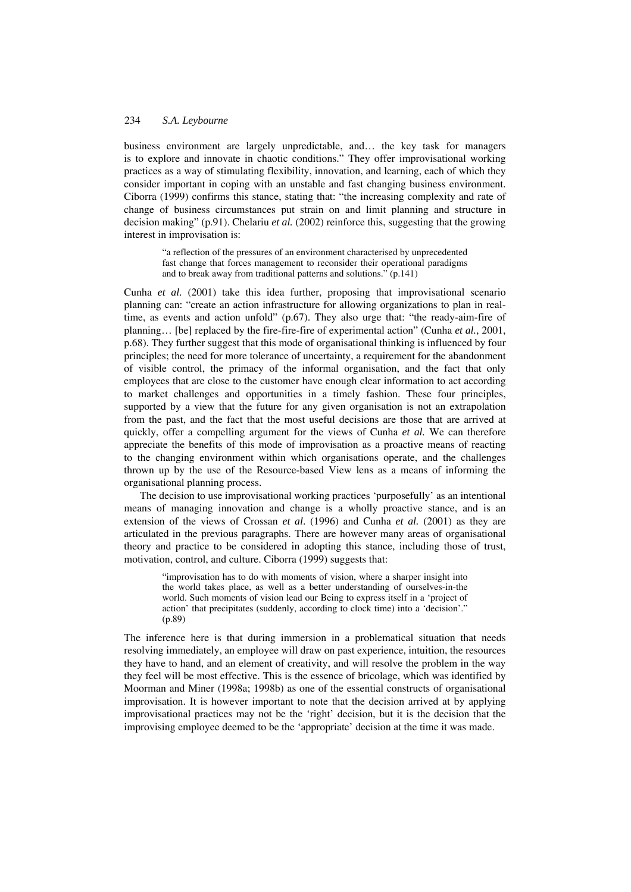business environment are largely unpredictable, and… the key task for managers is to explore and innovate in chaotic conditions." They offer improvisational working practices as a way of stimulating flexibility, innovation, and learning, each of which they consider important in coping with an unstable and fast changing business environment. Ciborra (1999) confirms this stance, stating that: "the increasing complexity and rate of change of business circumstances put strain on and limit planning and structure in decision making" (p.91). Chelariu *et al.* (2002) reinforce this, suggesting that the growing interest in improvisation is:

> "a reflection of the pressures of an environment characterised by unprecedented fast change that forces management to reconsider their operational paradigms and to break away from traditional patterns and solutions." (p.141)

Cunha *et al.* (2001) take this idea further, proposing that improvisational scenario planning can: "create an action infrastructure for allowing organizations to plan in real-time, as events and action unfold" (p.67). They also urge that: "the ready-aim-fire of planning… [be] replaced by the fire-fire-fire of experimental action" (Cunha *et al.*, 2001, p.68). They further suggest that this mode of organisational thinking is influenced by four principles; the need for more tolerance of uncertainty, a requirement for the abandonment of visible control, the primacy of the informal organisation, and the fact that only employees that are close to the customer have enough clear information to act according to market challenges and opportunities in a timely fashion. These four principles, supported by a view that the future for any given organisation is not an extrapolation from the past, and the fact that the most useful decisions are those that are arrived at quickly, offer a compelling argument for the views of Cunha *et al.* We can therefore appreciate the benefits of this mode of improvisation as a proactive means of reacting to the changing environment within which organisations operate, and the challenges thrown up by the use of the Resource-based View lens as a means of informing the organisational planning process.

The decision to use improvisational working practices 'purposefully' as an intentional means of managing innovation and change is a wholly proactive stance, and is an extension of the views of Crossan *et al.* (1996) and Cunha *et al.* (2001) as they are articulated in the previous paragraphs. There are however many areas of organisational theory and practice to be considered in adopting this stance, including those of trust, motivation, control, and culture. Ciborra (1999) suggests that:

> "improvisation has to do with moments of vision, where a sharper insight into the world takes place, as well as a better understanding of ourselves-in-the world. Such moments of vision lead our Being to express itself in a 'project of action' that precipitates (suddenly, according to clock time) into a 'decision'." (p.89)

The inference here is that during immersion in a problematical situation that needs resolving immediately, an employee will draw on past experience, intuition, the resources they have to hand, and an element of creativity, and will resolve the problem in the way they feel will be most effective. This is the essence of bricolage, which was identified by Moorman and Miner (1998a; 1998b) as one of the essential constructs of organisational improvisation. It is however important to note that the decision arrived at by applying improvisational practices may not be the 'right' decision, but it is the decision that the improvising employee deemed to be the 'appropriate' decision at the time it was made.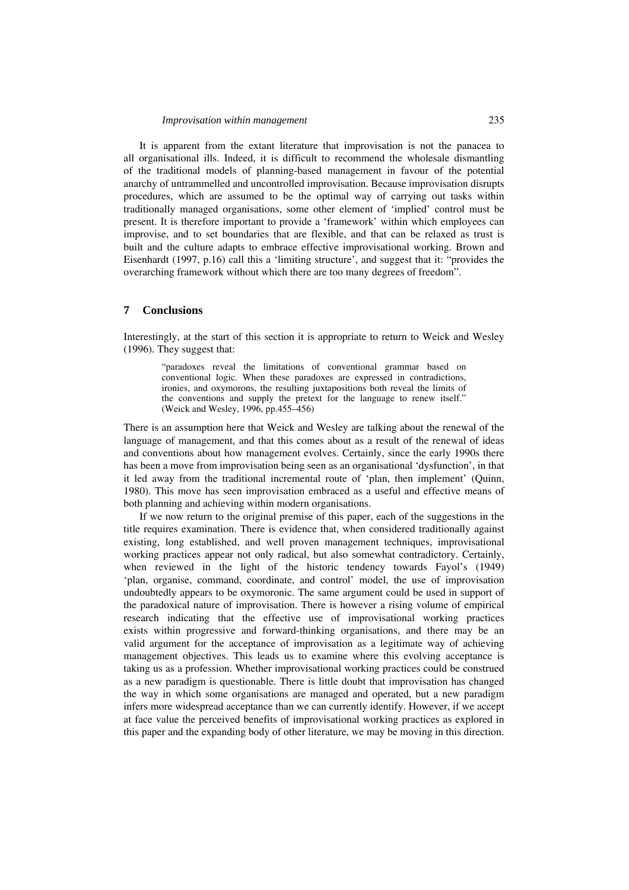It is apparent from the extant literature that improvisation is not the panacea to all organisational ills. Indeed, it is difficult to recommend the wholesale dismantling of the traditional models of planning-based management in favour of the potential anarchy of untrammelled and uncontrolled improvisation. Because improvisation disrupts procedures, which are assumed to be the optimal way of carrying out tasks within traditionally managed organisations, some other element of 'implied' control must be present. It is therefore important to provide a 'framework' within which employees can improvise, and to set boundaries that are flexible, and that can be relaxed as trust is built and the culture adapts to embrace effective improvisational working. Brown and Eisenhardt (1997, p.16) call this a 'limiting structure', and suggest that it: "provides the overarching framework without which there are too many degrees of freedom".

## 7 Conclusions

Interestingly, at the start of this section it is appropriate to return to Weick and Wesley (1996). They suggest that:

> "paradoxes reveal the limitations of conventional grammar based on conventional logic. When these paradoxes are expressed in contradictions, ironies, and oxymorons, the resulting juxtapositions both reveal the limits of the conventions and supply the pretext for the language to renew itself." (Weick and Wesley, 1996, pp.455–456)

There is an assumption here that Weick and Wesley are talking about the renewal of the language of management, and that this comes about as a result of the renewal of ideas and conventions about how management evolves. Certainly, since the early 1990s there has been a move from improvisation being seen as an organisational 'dysfunction', in that it led away from the traditional incremental route of 'plan, then implement' (Quinn, 1980). This move has seen improvisation embraced as a useful and effective means of both planning and achieving within modern organisations.

If we now return to the original premise of this paper, each of the suggestions in the title requires examination. There is evidence that, when considered traditionally against existing, long established, and well proven management techniques, improvisational working practices appear not only radical, but also somewhat contradictory. Certainly, when reviewed in the light of the historic tendency towards Fayol's (1949) 'plan, organise, command, coordinate, and control' model, the use of improvisation undoubtedly appears to be oxymoronic. The same argument could be used in support of the paradoxical nature of improvisation. There is however a rising volume of empirical research indicating that the effective use of improvisational working practices exists within progressive and forward-thinking organisations, and there may be an valid argument for the acceptance of improvisation as a legitimate way of achieving management objectives. This leads us to examine where this evolving acceptance is taking us as a profession. Whether improvisational working practices could be construed as a new paradigm is questionable. There is little doubt that improvisation has changed the way in which some organisations are managed and operated, but a new paradigm infers more widespread acceptance than we can currently identify. However, if we accept at face value the perceived benefits of improvisational working practices as explored in this paper and the expanding body of other literature, we may be moving in this direction.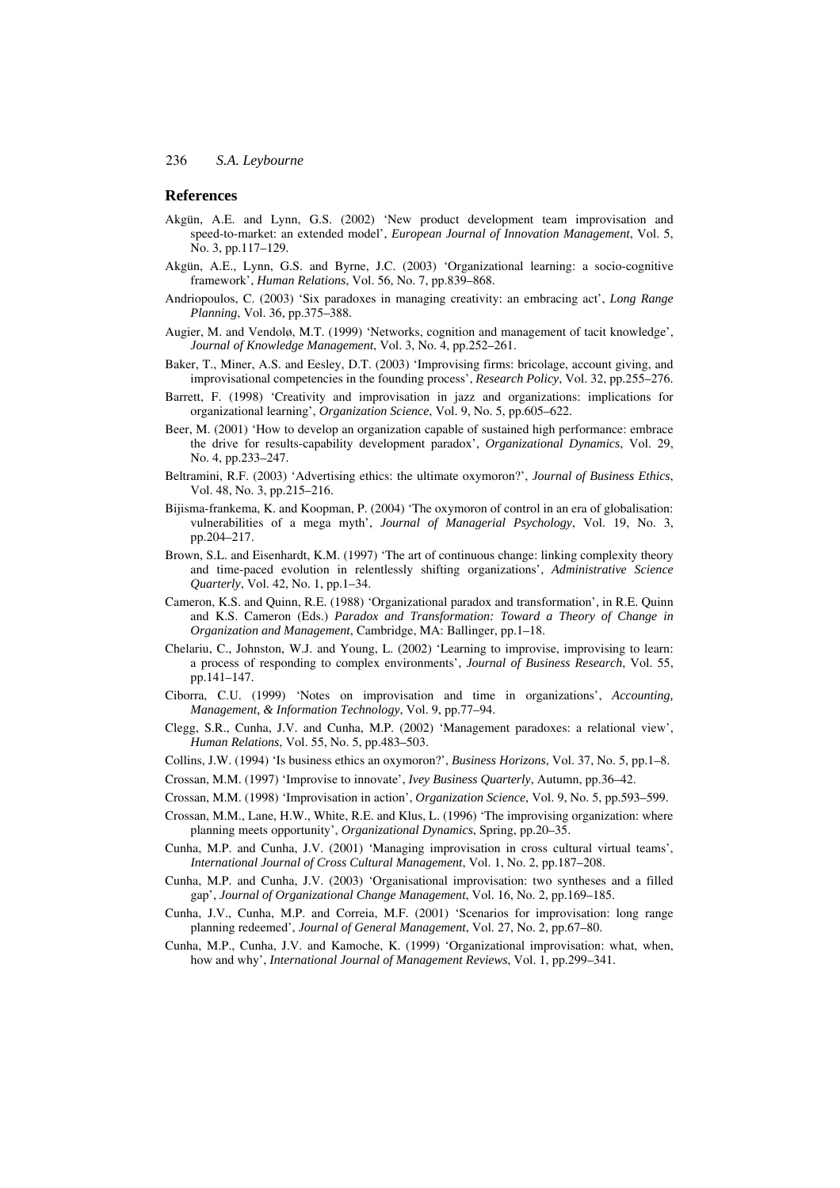## References

Akgün, A.E. and Lynn, G.S. (2002) 'New product development team improvisation and speed-to-market: an extended model', *European Journal of Innovation Management*, Vol. 5, No. 3, pp.117–129.

Akgün, A.E., Lynn, G.S. and Byrne, J.C. (2003) 'Organizational learning: a socio-cognitive framework', *Human Relations*, Vol. 56, No. 7, pp.839–868.

Andriopoulos, C. (2003) 'Six paradoxes in managing creativity: an embracing act', *Long Range Planning*, Vol. 36, pp.375–388.

Augier, M. and Vendolø, M.T. (1999) 'Networks, cognition and management of tacit knowledge', *Journal of Knowledge Management*, Vol. 3, No. 4, pp.252–261.

Baker, T., Miner, A.S. and Eesley, D.T. (2003) 'Improvising firms: bricolage, account giving, and improvisational competencies in the founding process', *Research Policy*, Vol. 32, pp.255–276.

Barrett, F. (1998) 'Creativity and improvisation in jazz and organizations: implications for organizational learning', *Organization Science*, Vol. 9, No. 5, pp.605–622.

Beer, M. (2001) 'How to develop an organization capable of sustained high performance: embrace the drive for results-capability development paradox', *Organizational Dynamics*, Vol. 29, No. 4, pp.233–247.

Beltramini, R.F. (2003) 'Advertising ethics: the ultimate oxymoron?', *Journal of Business Ethics*, Vol. 48, No. 3, pp.215–216.

Bijisma-frankema, K. and Koopman, P. (2004) 'The oxymoron of control in an era of globalisation: vulnerabilities of a mega myth', *Journal of Managerial Psychology*, Vol. 19, No. 3, pp.204–217.

Brown, S.L. and Eisenhardt, K.M. (1997) 'The art of continuous change: linking complexity theory and time-paced evolution in relentlessly shifting organizations', *Administrative Science Quarterly*, Vol. 42, No. 1, pp.1–34.

Cameron, K.S. and Quinn, R.E. (1988) 'Organizational paradox and transformation', in R.E. Quinn and K.S. Cameron (Eds.) *Paradox and Transformation: Toward a Theory of Change in Organization and Management*, Cambridge, MA: Ballinger, pp.1–18.

Chelariu, C., Johnston, W.J. and Young, L. (2002) 'Learning to improvise, improvising to learn: a process of responding to complex environments', *Journal of Business Research*, Vol. 55, pp.141–147.

Ciborra, C.U. (1999) 'Notes on improvisation and time in organizations', *Accounting, Management, & Information Technology*, Vol. 9, pp.77–94.

Clegg, S.R., Cunha, J.V. and Cunha, M.P. (2002) 'Management paradoxes: a relational view', *Human Relations*, Vol. 55, No. 5, pp.483–503.

Collins, J.W. (1994) 'Is business ethics an oxymoron?', *Business Horizons*, Vol. 37, No. 5, pp.1–8.

Crossan, M.M. (1997) 'Improvise to innovate', *Ivey Business Quarterly*, Autumn, pp.36–42.

Crossan, M.M. (1998) 'Improvisation in action', *Organization Science*, Vol. 9, No. 5, pp.593–599.

Crossan, M.M., Lane, H.W., White, R.E. and Klus, L. (1996) 'The improvising organization: where planning meets opportunity', *Organizational Dynamics*, Spring, pp.20–35.

Cunha, M.P. and Cunha, J.V. (2001) 'Managing improvisation in cross cultural virtual teams', *International Journal of Cross Cultural Management*, Vol. 1, No. 2, pp.187–208.

Cunha, M.P. and Cunha, J.V. (2003) 'Organisational improvisation: two syntheses and a filled gap', *Journal of Organizational Change Management*, Vol. 16, No. 2, pp.169–185.

Cunha, J.V., Cunha, M.P. and Correia, M.F. (2001) 'Scenarios for improvisation: long range planning redeemed', *Journal of General Management*, Vol. 27, No. 2, pp.67–80.

Cunha, M.P., Cunha, J.V. and Kamoche, K. (1999) 'Organizational improvisation: what, when, how and why', *International Journal of Management Reviews*, Vol. 1, pp.299–341.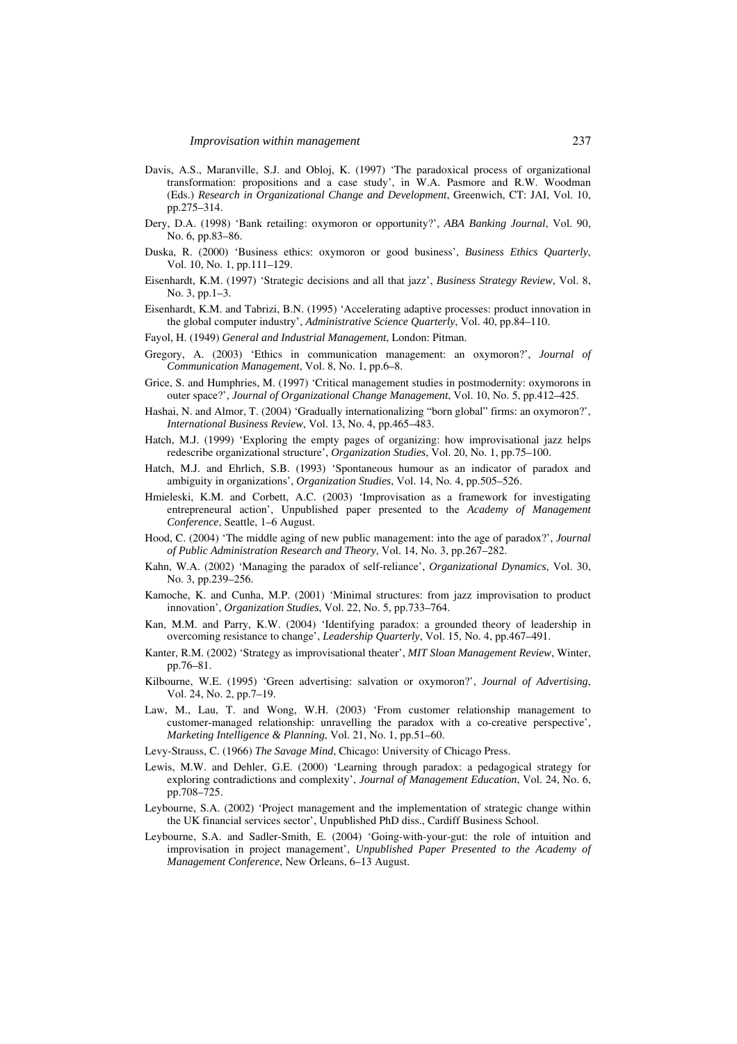Davis, A.S., Maranville, S.J. and Obloj, K. (1997) 'The paradoxical process of organizational transformation: propositions and a case study', in W.A. Pasmore and R.W. Woodman (Eds.) *Research in Organizational Change and Development*, Greenwich, CT: JAI, Vol. 10, pp.275–314.

Dery, D.A. (1998) 'Bank retailing: oxymoron or opportunity?', *ABA Banking Journal*, Vol. 90, No. 6, pp.83–86.

Duska, R. (2000) 'Business ethics: oxymoron or good business', *Business Ethics Quarterly*, Vol. 10, No. 1, pp.111–129.

Eisenhardt, K.M. (1997) 'Strategic decisions and all that jazz', *Business Strategy Review*, Vol. 8, No. 3, pp.1–3.

Eisenhardt, K.M. and Tabrizi, B.N. (1995) 'Accelerating adaptive processes: product innovation in the global computer industry', *Administrative Science Quarterly*, Vol. 40, pp.84–110.

Fayol, H. (1949) *General and Industrial Management*, London: Pitman.

Gregory, A. (2003) 'Ethics in communication management: an oxymoron?', *Journal of Communication Management*, Vol. 8, No. 1, pp.6–8.

Grice, S. and Humphries, M. (1997) 'Critical management studies in postmodernity: oxymorons in outer space?', *Journal of Organizational Change Management*, Vol. 10, No. 5, pp.412–425.

Hashai, N. and Almor, T. (2004) 'Gradually internationalizing "born global" firms: an oxymoron?', *International Business Review*, Vol. 13, No. 4, pp.465–483.

Hatch, M.J. (1999) 'Exploring the empty pages of organizing: how improvisational jazz helps redescribe organizational structure', *Organization Studies*, Vol. 20, No. 1, pp.75–100.

Hatch, M.J. and Ehrlich, S.B. (1993) 'Spontaneous humour as an indicator of paradox and ambiguity in organizations', *Organization Studies*, Vol. 14, No. 4, pp.505–526.

Hmieleski, K.M. and Corbett, A.C. (2003) 'Improvisation as a framework for investigating entrepreneural action', Unpublished paper presented to the *Academy of Management Conference*, Seattle, 1–6 August.

Hood, C. (2004) 'The middle aging of new public management: into the age of paradox?', *Journal of Public Administration Research and Theory*, Vol. 14, No. 3, pp.267–282.

Kahn, W.A. (2002) 'Managing the paradox of self-reliance', *Organizational Dynamics*, Vol. 30, No. 3, pp.239–256.

Kamoche, K. and Cunha, M.P. (2001) 'Minimal structures: from jazz improvisation to product innovation', *Organization Studies*, Vol. 22, No. 5, pp.733–764.

Kan, M.M. and Parry, K.W. (2004) 'Identifying paradox: a grounded theory of leadership in overcoming resistance to change', *Leadership Quarterly*, Vol. 15, No. 4, pp.467–491.

Kanter, R.M. (2002) 'Strategy as improvisational theater', *MIT Sloan Management Review*, Winter, pp.76–81.

Kilbourne, W.E. (1995) 'Green advertising: salvation or oxymoron?', *Journal of Advertising*, Vol. 24, No. 2, pp.7–19.

Law, M., Lau, T. and Wong, W.H. (2003) 'From customer relationship management to customer-managed relationship: unravelling the paradox with a co-creative perspective', *Marketing Intelligence & Planning*, Vol. 21, No. 1, pp.51–60.

Levy-Strauss, C. (1966) *The Savage Mind*, Chicago: University of Chicago Press.

Lewis, M.W. and Dehler, G.E. (2000) 'Learning through paradox: a pedagogical strategy for exploring contradictions and complexity', *Journal of Management Education*, Vol. 24, No. 6, pp.708–725.

Leybourne, S.A. (2002) 'Project management and the implementation of strategic change within the UK financial services sector', Unpublished PhD diss., Cardiff Business School.

Leybourne, S.A. and Sadler-Smith, E. (2004) 'Going-with-your-gut: the role of intuition and improvisation in project management', *Unpublished Paper Presented to the Academy of Management Conference*, New Orleans, 6–13 August.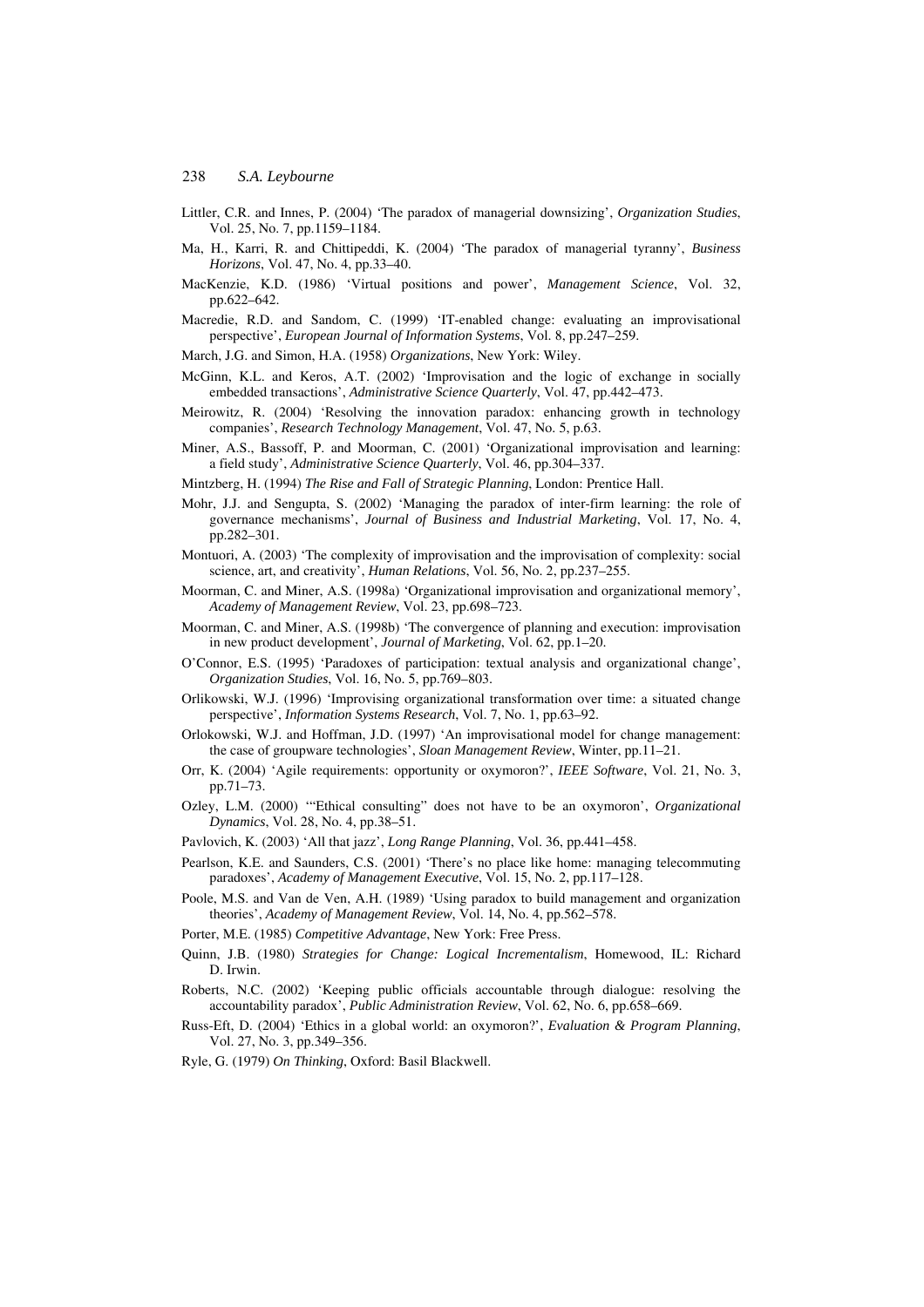Littler, C.R. and Innes, P. (2004) 'The paradox of managerial downsizing', *Organization Studies*, Vol. 25, No. 7, pp.1159–1184.

Ma, H., Karri, R. and Chittipeddi, K. (2004) 'The paradox of managerial tyranny', *Business Horizons*, Vol. 47, No. 4, pp.33–40.

MacKenzie, K.D. (1986) 'Virtual positions and power', *Management Science*, Vol. 32, pp.622–642.

Macredie, R.D. and Sandom, C. (1999) 'IT-enabled change: evaluating an improvisational perspective', *European Journal of Information Systems*, Vol. 8, pp.247–259.

March, J.G. and Simon, H.A. (1958) *Organizations*, New York: Wiley.

McGinn, K.L. and Keros, A.T. (2002) 'Improvisation and the logic of exchange in socially embedded transactions', *Administrative Science Quarterly*, Vol. 47, pp.442–473.

Meirowitz, R. (2004) 'Resolving the innovation paradox: enhancing growth in technology companies', *Research Technology Management*, Vol. 47, No. 5, p.63.

Miner, A.S., Bassoff, P. and Moorman, C. (2001) 'Organizational improvisation and learning: a field study', *Administrative Science Quarterly*, Vol. 46, pp.304–337.

Mintzberg, H. (1994) *The Rise and Fall of Strategic Planning*, London: Prentice Hall.

Mohr, J.J. and Sengupta, S. (2002) 'Managing the paradox of inter-firm learning: the role of governance mechanisms', *Journal of Business and Industrial Marketing*, Vol. 17, No. 4, pp.282–301.

Montuori, A. (2003) 'The complexity of improvisation and the improvisation of complexity: social science, art, and creativity', *Human Relations*, Vol. 56, No. 2, pp.237–255.

Moorman, C. and Miner, A.S. (1998a) 'Organizational improvisation and organizational memory', *Academy of Management Review*, Vol. 23, pp.698–723.

Moorman, C. and Miner, A.S. (1998b) 'The convergence of planning and execution: improvisation in new product development', *Journal of Marketing*, Vol. 62, pp.1–20.

O'Connor, E.S. (1995) 'Paradoxes of participation: textual analysis and organizational change', *Organization Studies*, Vol. 16, No. 5, pp.769–803.

Orlikowski, W.J. (1996) 'Improvising organizational transformation over time: a situated change perspective', *Information Systems Research*, Vol. 7, No. 1, pp.63–92.

Orlokowski, W.J. and Hoffman, J.D. (1997) 'An improvisational model for change management: the case of groupware technologies', *Sloan Management Review*, Winter, pp.11–21.

Orr, K. (2004) 'Agile requirements: opportunity or oxymoron?', *IEEE Software*, Vol. 21, No. 3, pp.71–73.

Ozley, L.M. (2000) '"Ethical consulting" does not have to be an oxymoron', *Organizational Dynamics*, Vol. 28, No. 4, pp.38–51.

Pavlovich, K. (2003) 'All that jazz', *Long Range Planning*, Vol. 36, pp.441–458.

Pearlson, K.E. and Saunders, C.S. (2001) 'There's no place like home: managing telecommuting paradoxes', *Academy of Management Executive*, Vol. 15, No. 2, pp.117–128.

Poole, M.S. and Van de Ven, A.H. (1989) 'Using paradox to build management and organization theories', *Academy of Management Review*, Vol. 14, No. 4, pp.562–578.

Porter, M.E. (1985) *Competitive Advantage*, New York: Free Press.

Quinn, J.B. (1980) *Strategies for Change: Logical Incrementalism*, Homewood, IL: Richard D. Irwin.

Roberts, N.C. (2002) 'Keeping public officials accountable through dialogue: resolving the accountability paradox', *Public Administration Review*, Vol. 62, No. 6, pp.658–669.

Russ-Eft, D. (2004) 'Ethics in a global world: an oxymoron?', *Evaluation & Program Planning*, Vol. 27, No. 3, pp.349–356.

Ryle, G. (1979) *On Thinking*, Oxford: Basil Blackwell.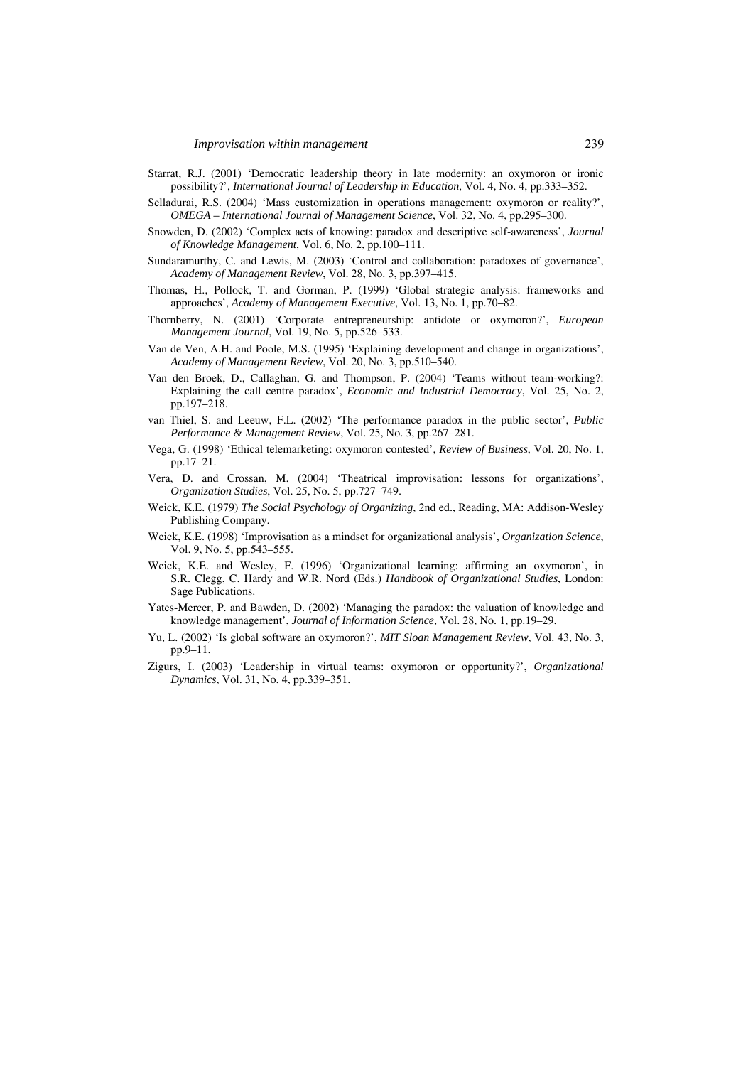Starrat, R.J. (2001) 'Democratic leadership theory in late modernity: an oxymoron or ironic possibility?', *International Journal of Leadership in Education*, Vol. 4, No. 4, pp.333–352.

Selladurai, R.S. (2004) 'Mass customization in operations management: oxymoron or reality?', *OMEGA – International Journal of Management Science*, Vol. 32, No. 4, pp.295–300.

Snowden, D. (2002) 'Complex acts of knowing: paradox and descriptive self-awareness', *Journal of Knowledge Management*, Vol. 6, No. 2, pp.100–111.

Sundaramurthy, C. and Lewis, M. (2003) 'Control and collaboration: paradoxes of governance', *Academy of Management Review*, Vol. 28, No. 3, pp.397–415.

Thomas, H., Pollock, T. and Gorman, P. (1999) 'Global strategic analysis: frameworks and approaches', *Academy of Management Executive*, Vol. 13, No. 1, pp.70–82.

Thornberry, N. (2001) 'Corporate entrepreneurship: antidote or oxymoron?', *European Management Journal*, Vol. 19, No. 5, pp.526–533.

Van de Ven, A.H. and Poole, M.S. (1995) 'Explaining development and change in organizations', *Academy of Management Review*, Vol. 20, No. 3, pp.510–540.

Van den Broek, D., Callaghan, G. and Thompson, P. (2004) 'Teams without team-working?: Explaining the call centre paradox', *Economic and Industrial Democracy*, Vol. 25, No. 2, pp.197–218.

van Thiel, S. and Leeuw, F.L. (2002) 'The performance paradox in the public sector', *Public Performance & Management Review*, Vol. 25, No. 3, pp.267–281.

Vega, G. (1998) 'Ethical telemarketing: oxymoron contested', *Review of Business*, Vol. 20, No. 1, pp.17–21.

Vera, D. and Crossan, M. (2004) 'Theatrical improvisation: lessons for organizations', *Organization Studies*, Vol. 25, No. 5, pp.727–749.

Weick, K.E. (1979) *The Social Psychology of Organizing*, 2nd ed., Reading, MA: Addison-Wesley Publishing Company.

Weick, K.E. (1998) 'Improvisation as a mindset for organizational analysis', *Organization Science*, Vol. 9, No. 5, pp.543–555.

Weick, K.E. and Wesley, F. (1996) 'Organizational learning: affirming an oxymoron', in S.R. Clegg, C. Hardy and W.R. Nord (Eds.) *Handbook of Organizational Studies*, London: Sage Publications.

Yates-Mercer, P. and Bawden, D. (2002) 'Managing the paradox: the valuation of knowledge and knowledge management', *Journal of Information Science*, Vol. 28, No. 1, pp.19–29.

Yu, L. (2002) 'Is global software an oxymoron?', *MIT Sloan Management Review*, Vol. 43, No. 3, pp.9–11.

Zigurs, I. (2003) 'Leadership in virtual teams: oxymoron or opportunity?', *Organizational Dynamics*, Vol. 31, No. 4, pp.339–351.